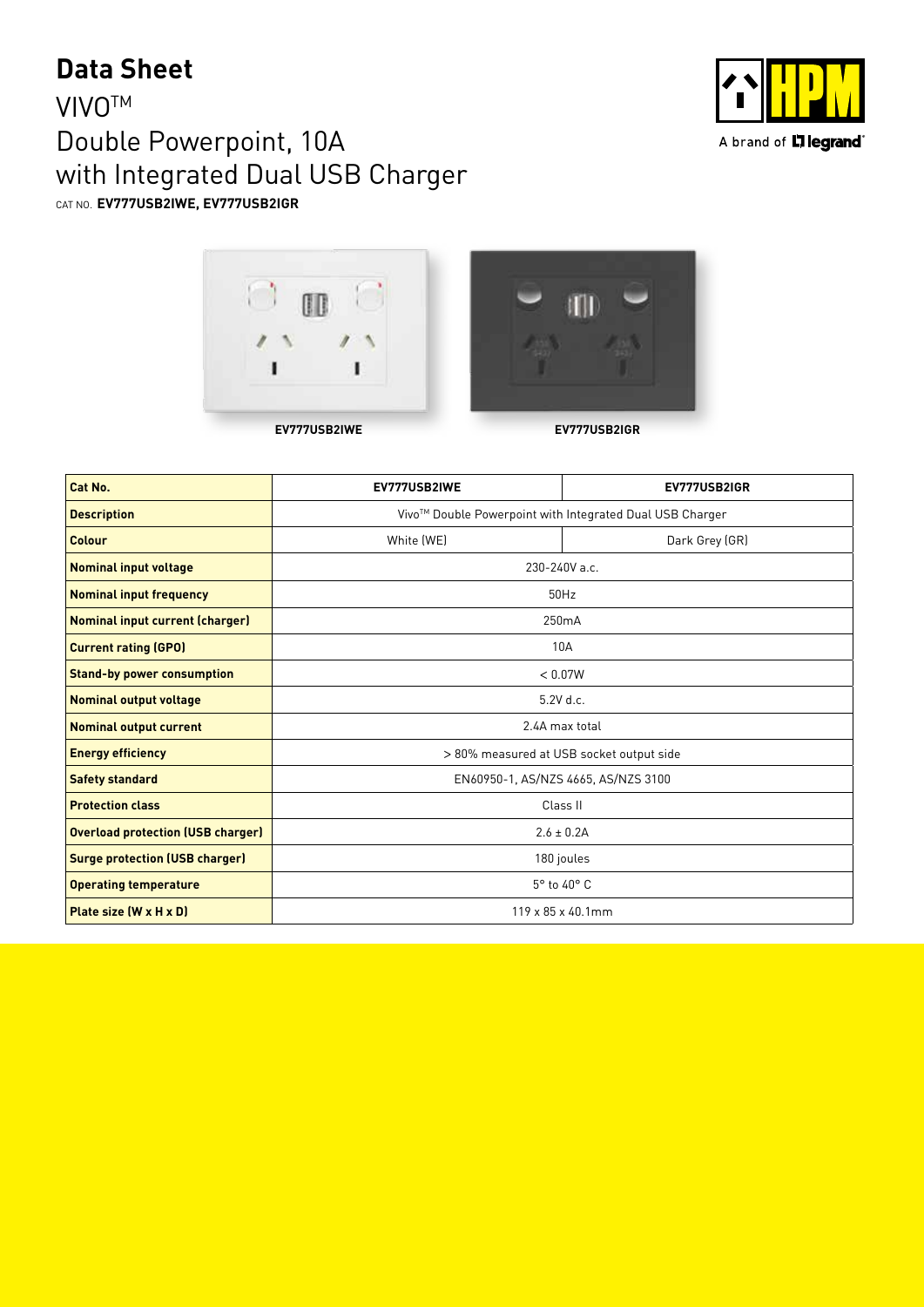# Data Sheet

## VIVO™
## Double Powerpoint, 10A with Integrated Dual USB Charger

CAT NO. **EV777USB2IWE, EV777USB2IGR**

A brand of legrand

EV777USB2IWE

EV777USB2IGR

| Cat No. | EV777USB2IWE | EV777USB2IGR |
|---|---|---|
| **Description** | Vivo™ Double Powerpoint with Integrated Dual USB Charger | |
| **Colour** | White (WE) | Dark Grey (GR) |
| **Nominal input voltage** | 230-240V a.c. | |
| **Nominal input frequency** | 50Hz | |
| **Nominal input current (charger)** | 250mA | |
| **Current rating (GPO)** | 10A | |
| **Stand-by power consumption** | < 0.07W | |
| **Nominal output voltage** | 5.2V d.c. | |
| **Nominal output current** | 2.4A max total | |
| **Energy efficiency** | > 80% measured at USB socket output side | |
| **Safety standard** | EN60950-1, AS/NZS 4665, AS/NZS 3100 | |
| **Protection class** | Class II | |
| **Overload protection (USB charger)** | 2.6 ± 0.2A | |
| **Surge protection (USB charger)** | 180 joules | |
| **Operating temperature** | 5° to 40° C | |
| **Plate size (W x H x D)** | 119 x 85 x 40.1mm | |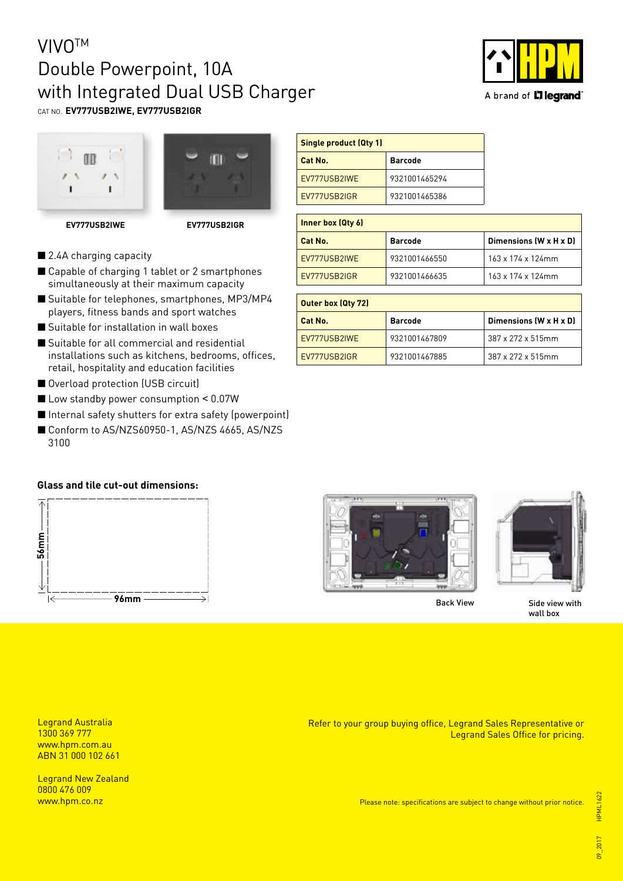# VIVO™ Double Powerpoint, 10A with Integrated Dual USB Charger

CAT NO. **EV777USB2IWE, EV777USB2IGR**

**EV777USB2IWE** **EV777USB2IGR**

- 2.4A charging capacity
- Capable of charging 1 tablet or 2 smartphones simultaneously at their maximum capacity
- Suitable for telephones, smartphones, MP3/MP4 players, fitness bands and sport watches
- Suitable for installation in wall boxes
- Suitable for all commercial and residential installations such as kitchens, bedrooms, offices, retail, hospitality and education facilities
- Overload protection (USB circuit)
- Low standby power consumption < 0.07W
- Internal safety shutters for extra safety (powerpoint)
- Conform to AS/NZS60950-1, AS/NZS 4665, AS/NZS 3100

| **Single product (Qty 1)** | |
|---|---|
| **Cat No.** | **Barcode** |
| EV777USB2IWE | 9321001465294 |
| EV777USB2IGR | 9321001465386 |

| **Inner box (Qty 6)** | | |
|---|---|---|
| **Cat No.** | **Barcode** | **Dimensions (W x H x D)** |
| EV777USB2IWE | 9321001466550 | 163 x 174 x 124mm |
| EV777USB2IGR | 9321001466635 | 163 x 174 x 124mm |

| **Outer box (Qty 72)** | | |
|---|---|---|
| **Cat No.** | **Barcode** | **Dimensions (W x H x D)** |
| EV777USB2IWE | 9321001467809 | 387 x 272 x 515mm |
| EV777USB2IGR | 9321001467885 | 387 x 272 x 515mm |

**Glass and tile cut-out dimensions:**

56mm

96mm

Back View

Side view with wall box

Legrand Australia
1300 369 777
www.hpm.com.au
ABN 31 000 102 661

Legrand New Zealand
0800 476 009
www.hpm.co.nz

Refer to your group buying office, Legrand Sales Representative or Legrand Sales Office for pricing.

Please note: specifications are subject to change without prior notice.

09_2017 HPML1622